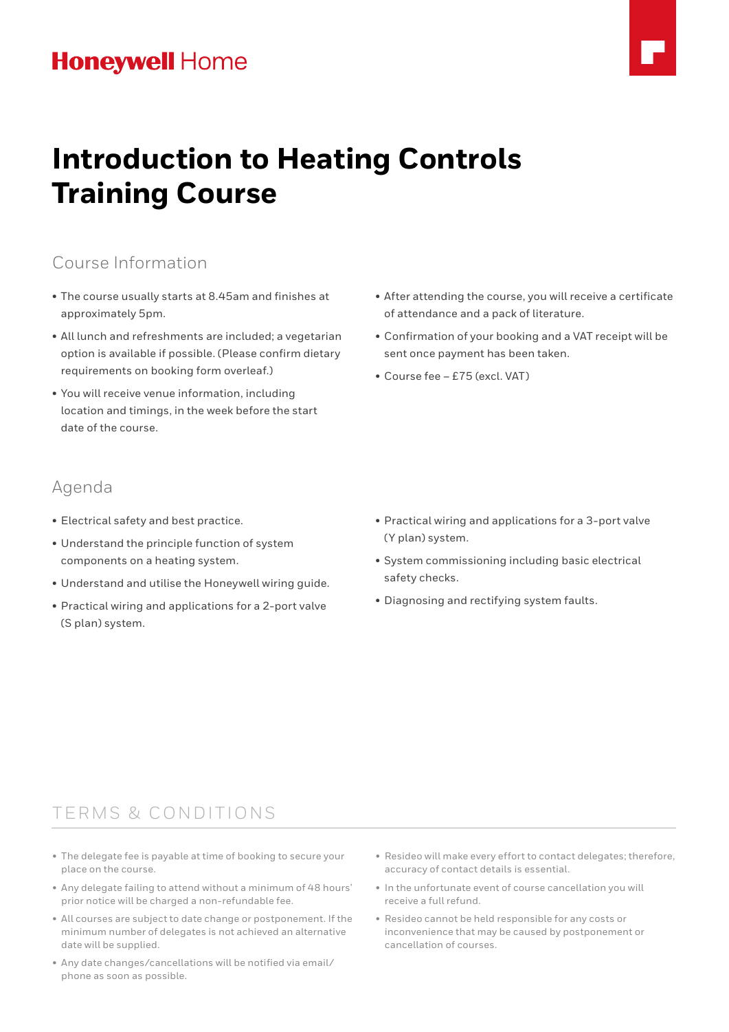Honeywell Home

# Introduction to Heating Controls Training Course

## Course Information

- The course usually starts at 8.45am and finishes at approximately 5pm.
- All lunch and refreshments are included; a vegetarian option is available if possible. (Please confirm dietary requirements on booking form overleaf.)
- You will receive venue information, including location and timings, in the week before the start date of the course.
- After attending the course, you will receive a certificate of attendance and a pack of literature.
- Confirmation of your booking and a VAT receipt will be sent once payment has been taken.
- Course fee – £75 (excl. VAT)

## Agenda

- Electrical safety and best practice.
- Understand the principle function of system components on a heating system.
- Understand and utilise the Honeywell wiring guide.
- Practical wiring and applications for a 2-port valve (S plan) system.
- Practical wiring and applications for a 3-port valve (Y plan) system.
- System commissioning including basic electrical safety checks.
- Diagnosing and rectifying system faults.

## TERMS & CONDITIONS

- The delegate fee is payable at time of booking to secure your place on the course.
- Any delegate failing to attend without a minimum of 48 hours' prior notice will be charged a non-refundable fee.
- All courses are subject to date change or postponement. If the minimum number of delegates is not achieved an alternative date will be supplied.
- Any date changes/cancellations will be notified via email/phone as soon as possible.
- Resideo will make every effort to contact delegates; therefore, accuracy of contact details is essential.
- In the unfortunate event of course cancellation you will receive a full refund.
- Resideo cannot be held responsible for any costs or inconvenience that may be caused by postponement or cancellation of courses.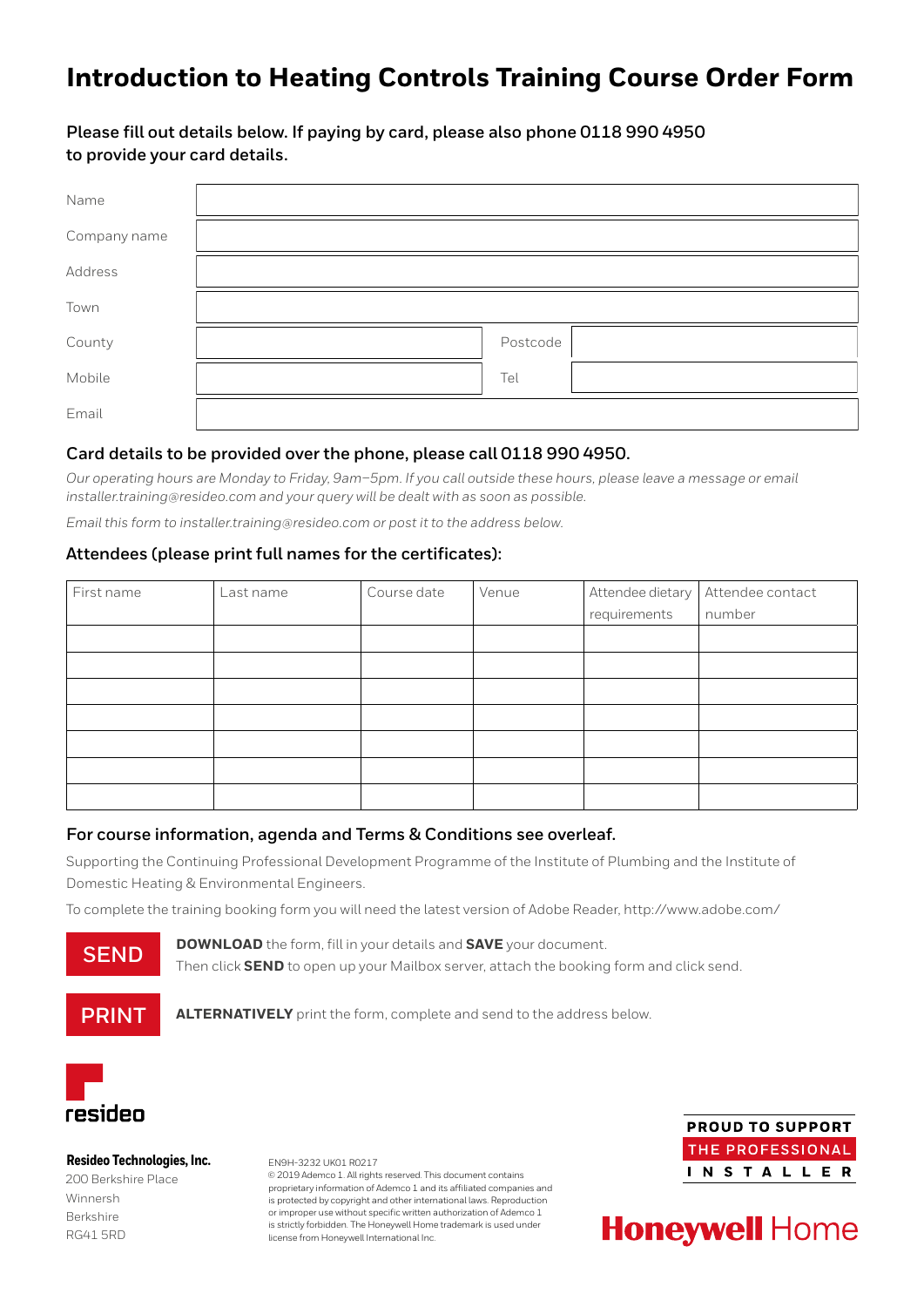# Introduction to Heating Controls Training Course Order Form

**Please fill out details below. If paying by card, please also phone 0118 990 4950 to provide your card details.**

| | | | |
|---|---|---|---|
| Name | | | |
| Company name | | | |
| Address | | | |
| Town | | | |
| County | | Postcode | |
| Mobile | | Tel | |
| Email | | | |

### Card details to be provided over the phone, please call 0118 990 4950.

*Our operating hours are Monday to Friday, 9am–5pm. If you call outside these hours, please leave a message or email installer.training@resideo.com and your query will be dealt with as soon as possible.*

*Email this form to installer.training@resideo.com or post it to the address below.*

### Attendees (please print full names for the certificates):

| First name | Last name | Course date | Venue | Attendee dietary requirements | Attendee contact number |
|---|---|---|---|---|---|
| | | | | | |
| | | | | | |
| | | | | | |
| | | | | | |
| | | | | | |
| | | | | | |
| | | | | | |

### For course information, agenda and Terms & Conditions see overleaf.

Supporting the Continuing Professional Development Programme of the Institute of Plumbing and the Institute of Domestic Heating & Environmental Engineers.

To complete the training booking form you will need the latest version of Adobe Reader, http://www.adobe.com/

SEND

**DOWNLOAD** the form, fill in your details and **SAVE** your document.
Then click **SEND** to open up your Mailbox server, attach the booking form and click send.

PRINT

**ALTERNATIVELY** print the form, complete and send to the address below.

resideo

**Resideo Technologies, Inc.**
200 Berkshire Place
Winnersh
Berkshire
RG41 5RD

EN9H-3232 UK01 R0217
© 2019 Ademco 1. All rights reserved. This document contains proprietary information of Ademco 1 and its affiliated companies and is protected by copyright and other international laws. Reproduction or improper use without specific written authorization of Ademco 1 is strictly forbidden. The Honeywell Home trademark is used under license from Honeywell International Inc.

PROUD TO SUPPORT
THE PROFESSIONAL
INSTALLER

Honeywell Home